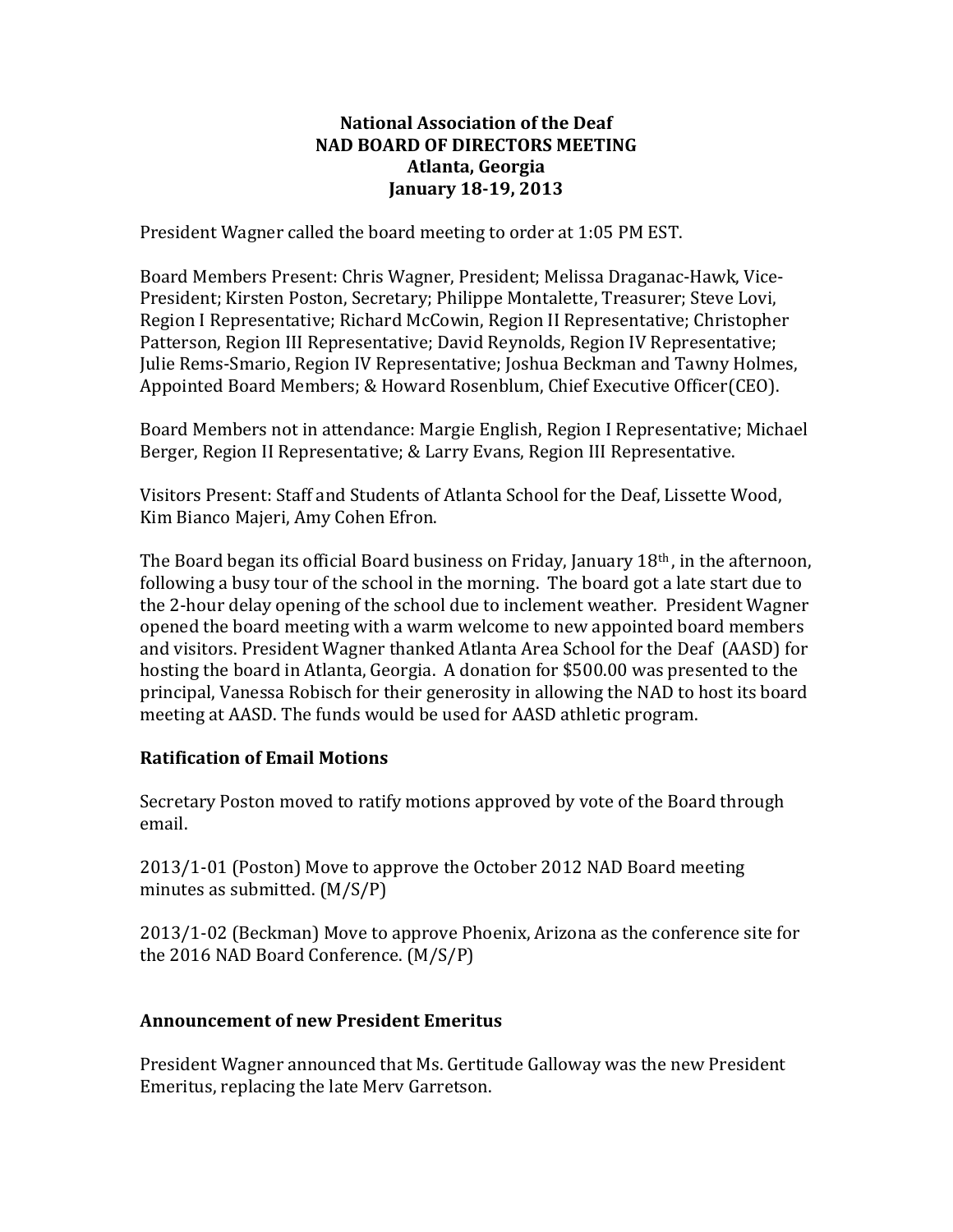**National Association of the Deaf**
**NAD BOARD OF DIRECTORS MEETING**
**Atlanta, Georgia**
**January 18-19, 2013**

President Wagner called the board meeting to order at 1:05 PM EST.

Board Members Present: Chris Wagner, President; Melissa Draganac-Hawk, Vice-President; Kirsten Poston, Secretary; Philippe Montalette, Treasurer; Steve Lovi, Region I Representative; Richard McCowin, Region II Representative; Christopher Patterson, Region III Representative; David Reynolds, Region IV Representative; Julie Rems-Smario, Region IV Representative; Joshua Beckman and Tawny Holmes, Appointed Board Members; & Howard Rosenblum, Chief Executive Officer(CEO).

Board Members not in attendance: Margie English, Region I Representative; Michael Berger, Region II Representative; & Larry Evans, Region III Representative.

Visitors Present: Staff and Students of Atlanta School for the Deaf, Lissette Wood, Kim Bianco Majeri, Amy Cohen Efron.

The Board began its official Board business on Friday, January 18th, in the afternoon, following a busy tour of the school in the morning. The board got a late start due to the 2-hour delay opening of the school due to inclement weather. President Wagner opened the board meeting with a warm welcome to new appointed board members and visitors. President Wagner thanked Atlanta Area School for the Deaf (AASD) for hosting the board in Atlanta, Georgia. A donation for $500.00 was presented to the principal, Vanessa Robisch for their generosity in allowing the NAD to host its board meeting at AASD. The funds would be used for AASD athletic program.

## Ratification of Email Motions

Secretary Poston moved to ratify motions approved by vote of the Board through email.

2013/1-01 (Poston) Move to approve the October 2012 NAD Board meeting minutes as submitted. (M/S/P)

2013/1-02 (Beckman) Move to approve Phoenix, Arizona as the conference site for the 2016 NAD Board Conference. (M/S/P)

## Announcement of new President Emeritus

President Wagner announced that Ms. Gertitude Galloway was the new President Emeritus, replacing the late Merv Garretson.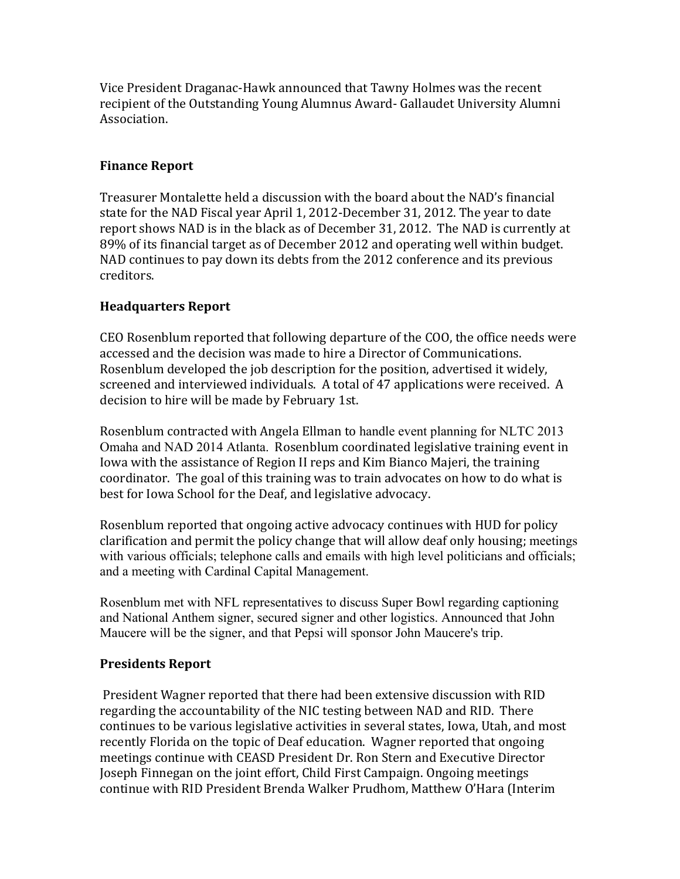Vice President Draganac-Hawk announced that Tawny Holmes was the recent recipient of the Outstanding Young Alumnus Award- Gallaudet University Alumni Association.

## Finance Report

Treasurer Montalette held a discussion with the board about the NAD's financial state for the NAD Fiscal year April 1, 2012-December 31, 2012. The year to date report shows NAD is in the black as of December 31, 2012. The NAD is currently at 89% of its financial target as of December 2012 and operating well within budget. NAD continues to pay down its debts from the 2012 conference and its previous creditors.

## Headquarters Report

CEO Rosenblum reported that following departure of the COO, the office needs were accessed and the decision was made to hire a Director of Communications. Rosenblum developed the job description for the position, advertised it widely, screened and interviewed individuals. A total of 47 applications were received. A decision to hire will be made by February 1st.

Rosenblum contracted with Angela Ellman to handle event planning for NLTC 2013 Omaha and NAD 2014 Atlanta. Rosenblum coordinated legislative training event in Iowa with the assistance of Region II reps and Kim Bianco Majeri, the training coordinator. The goal of this training was to train advocates on how to do what is best for Iowa School for the Deaf, and legislative advocacy.

Rosenblum reported that ongoing active advocacy continues with HUD for policy clarification and permit the policy change that will allow deaf only housing; meetings with various officials; telephone calls and emails with high level politicians and officials; and a meeting with Cardinal Capital Management.

Rosenblum met with NFL representatives to discuss Super Bowl regarding captioning and National Anthem signer, secured signer and other logistics. Announced that John Maucere will be the signer, and that Pepsi will sponsor John Maucere's trip.

## Presidents Report

President Wagner reported that there had been extensive discussion with RID regarding the accountability of the NIC testing between NAD and RID. There continues to be various legislative activities in several states, Iowa, Utah, and most recently Florida on the topic of Deaf education. Wagner reported that ongoing meetings continue with CEASD President Dr. Ron Stern and Executive Director Joseph Finnegan on the joint effort, Child First Campaign. Ongoing meetings continue with RID President Brenda Walker Prudhom, Matthew O'Hara (Interim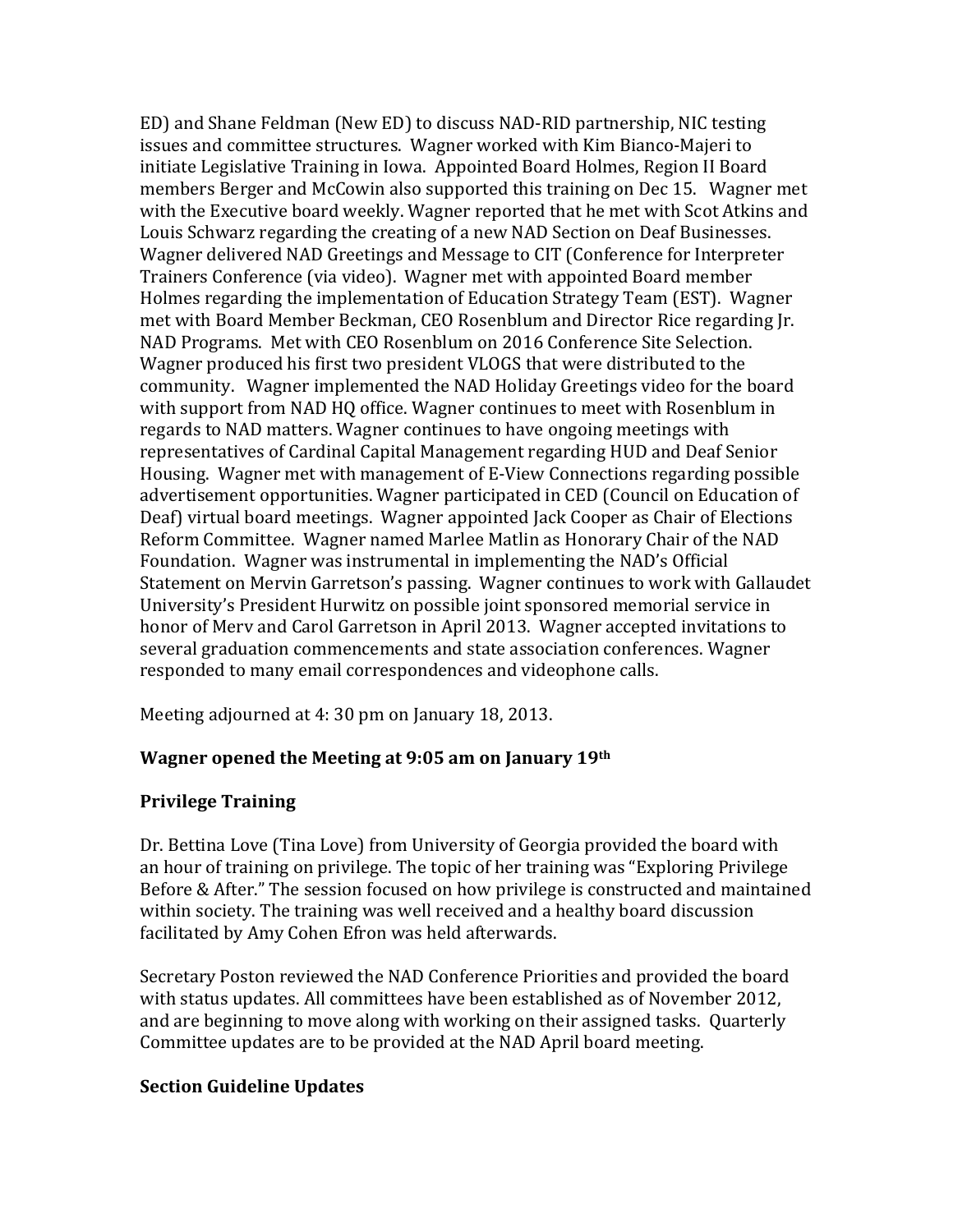ED) and Shane Feldman (New ED) to discuss NAD-RID partnership, NIC testing issues and committee structures. Wagner worked with Kim Bianco-Majeri to initiate Legislative Training in Iowa. Appointed Board Holmes, Region II Board members Berger and McCowin also supported this training on Dec 15. Wagner met with the Executive board weekly. Wagner reported that he met with Scot Atkins and Louis Schwarz regarding the creating of a new NAD Section on Deaf Businesses. Wagner delivered NAD Greetings and Message to CIT (Conference for Interpreter Trainers Conference (via video). Wagner met with appointed Board member Holmes regarding the implementation of Education Strategy Team (EST). Wagner met with Board Member Beckman, CEO Rosenblum and Director Rice regarding Jr. NAD Programs. Met with CEO Rosenblum on 2016 Conference Site Selection. Wagner produced his first two president VLOGS that were distributed to the community. Wagner implemented the NAD Holiday Greetings video for the board with support from NAD HQ office. Wagner continues to meet with Rosenblum in regards to NAD matters. Wagner continues to have ongoing meetings with representatives of Cardinal Capital Management regarding HUD and Deaf Senior Housing. Wagner met with management of E-View Connections regarding possible advertisement opportunities. Wagner participated in CED (Council on Education of Deaf) virtual board meetings. Wagner appointed Jack Cooper as Chair of Elections Reform Committee. Wagner named Marlee Matlin as Honorary Chair of the NAD Foundation. Wagner was instrumental in implementing the NAD's Official Statement on Mervin Garretson's passing. Wagner continues to work with Gallaudet University's President Hurwitz on possible joint sponsored memorial service in honor of Merv and Carol Garretson in April 2013. Wagner accepted invitations to several graduation commencements and state association conferences. Wagner responded to many email correspondences and videophone calls.

Meeting adjourned at 4: 30 pm on January 18, 2013.

**Wagner opened the Meeting at 9:05 am on January 19th**

**Privilege Training**

Dr. Bettina Love (Tina Love) from University of Georgia provided the board with an hour of training on privilege. The topic of her training was "Exploring Privilege Before & After." The session focused on how privilege is constructed and maintained within society. The training was well received and a healthy board discussion facilitated by Amy Cohen Efron was held afterwards.

Secretary Poston reviewed the NAD Conference Priorities and provided the board with status updates. All committees have been established as of November 2012, and are beginning to move along with working on their assigned tasks. Quarterly Committee updates are to be provided at the NAD April board meeting.

**Section Guideline Updates**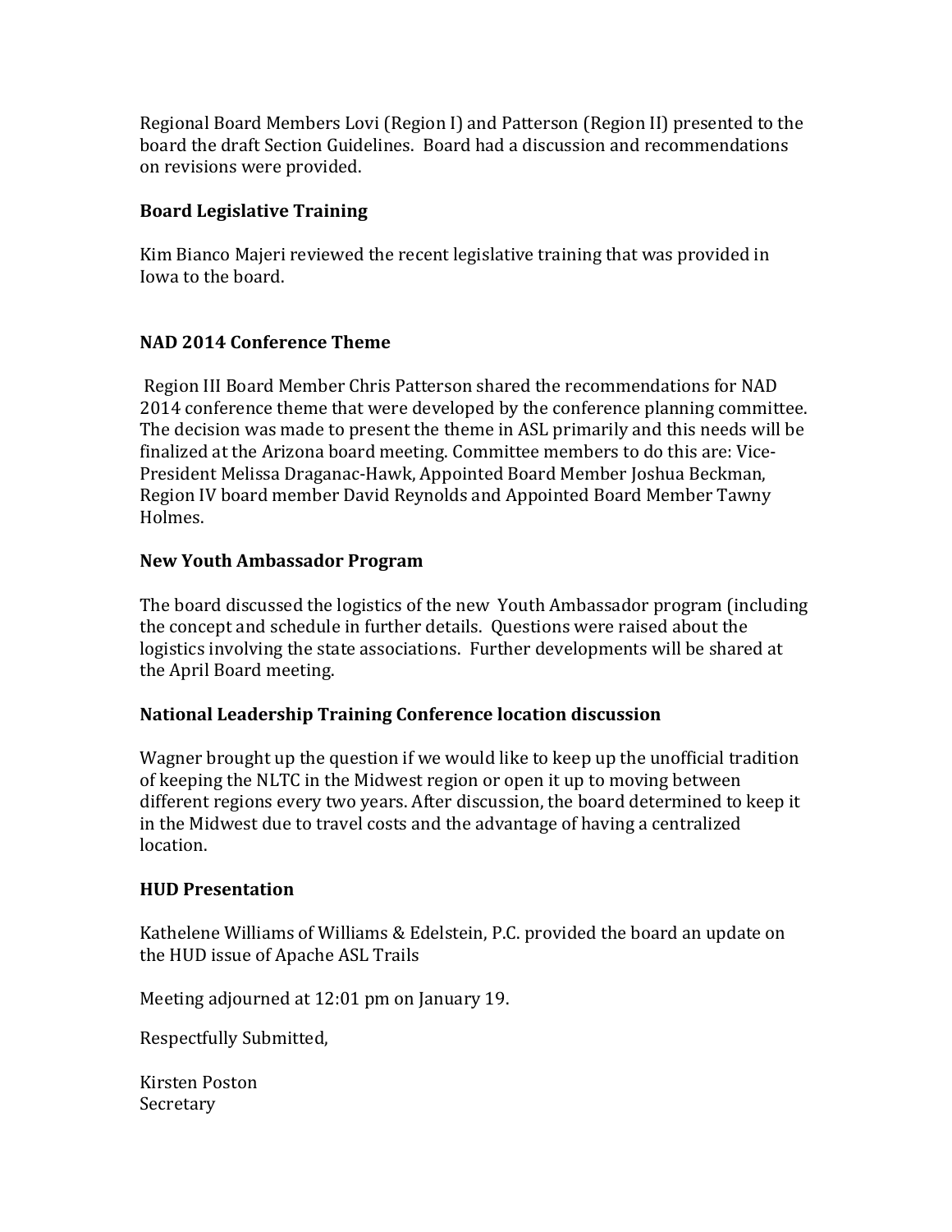Regional Board Members Lovi (Region I) and Patterson (Region II) presented to the board the draft Section Guidelines. Board had a discussion and recommendations on revisions were provided.

**Board Legislative Training**

Kim Bianco Majeri reviewed the recent legislative training that was provided in Iowa to the board.

**NAD 2014 Conference Theme**

Region III Board Member Chris Patterson shared the recommendations for NAD 2014 conference theme that were developed by the conference planning committee. The decision was made to present the theme in ASL primarily and this needs will be finalized at the Arizona board meeting. Committee members to do this are: Vice-President Melissa Draganac-Hawk, Appointed Board Member Joshua Beckman, Region IV board member David Reynolds and Appointed Board Member Tawny Holmes.

**New Youth Ambassador Program**

The board discussed the logistics of the new Youth Ambassador program (including the concept and schedule in further details. Questions were raised about the logistics involving the state associations. Further developments will be shared at the April Board meeting.

**National Leadership Training Conference location discussion**

Wagner brought up the question if we would like to keep up the unofficial tradition of keeping the NLTC in the Midwest region or open it up to moving between different regions every two years. After discussion, the board determined to keep it in the Midwest due to travel costs and the advantage of having a centralized location.

**HUD Presentation**

Kathelene Williams of Williams & Edelstein, P.C. provided the board an update on the HUD issue of Apache ASL Trails

Meeting adjourned at 12:01 pm on January 19.

Respectfully Submitted,

Kirsten Poston
Secretary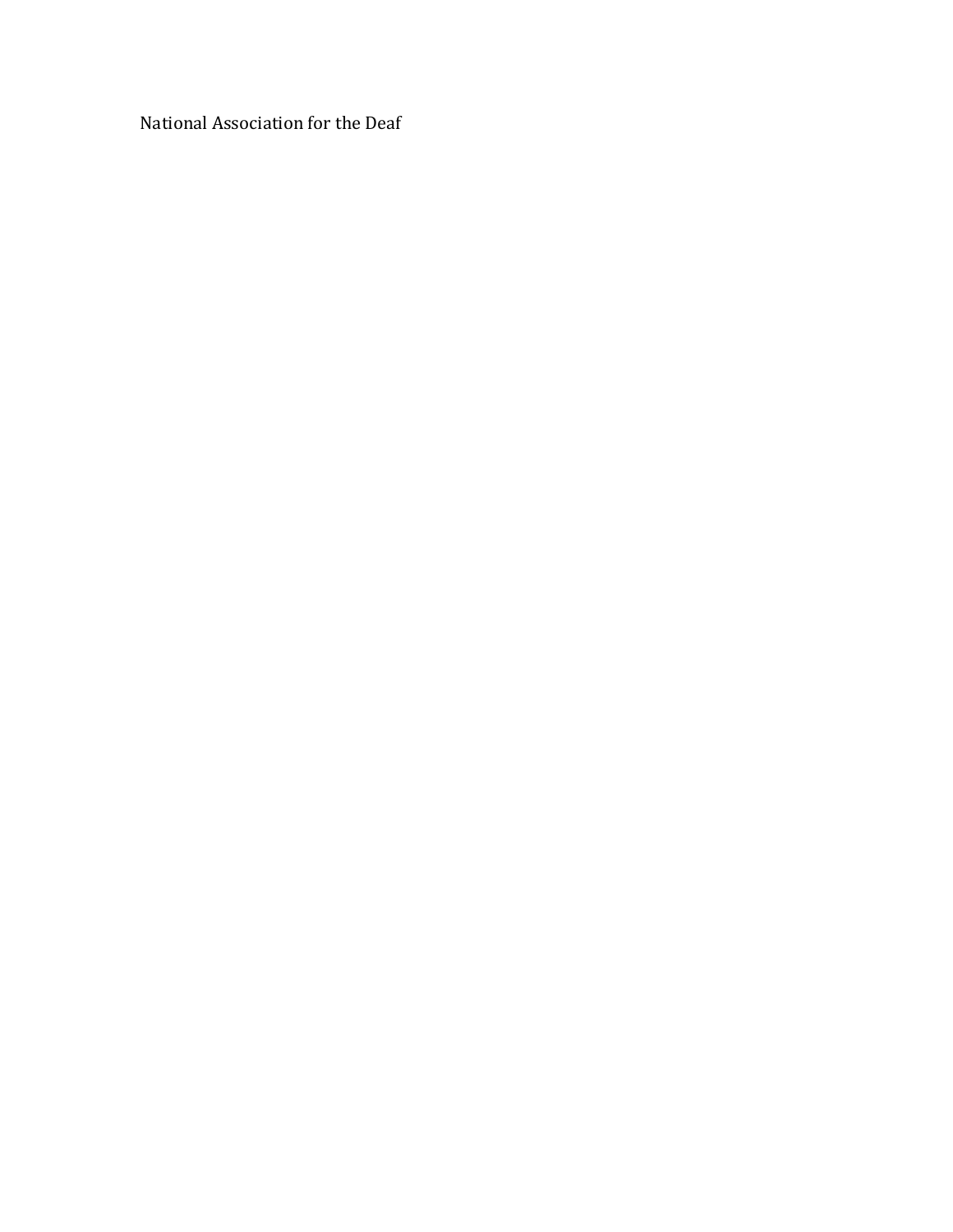National Association for the Deaf